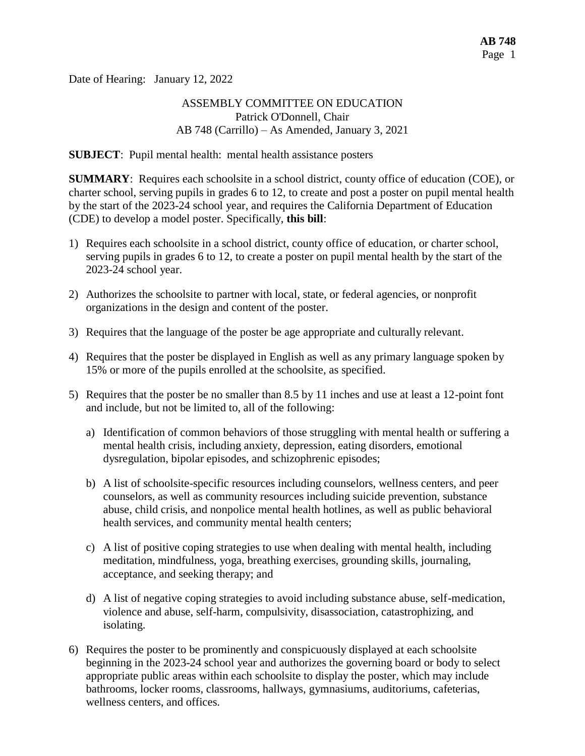Date of Hearing: January 12, 2022

ASSEMBLY COMMITTEE ON EDUCATION
Patrick O'Donnell, Chair
AB 748 (Carrillo) – As Amended, January 3, 2021

**SUBJECT**: Pupil mental health: mental health assistance posters

**SUMMARY**: Requires each schoolsite in a school district, county office of education (COE), or charter school, serving pupils in grades 6 to 12, to create and post a poster on pupil mental health by the start of the 2023-24 school year, and requires the California Department of Education (CDE) to develop a model poster. Specifically, **this bill**:

1) Requires each schoolsite in a school district, county office of education, or charter school, serving pupils in grades 6 to 12, to create a poster on pupil mental health by the start of the 2023-24 school year.

2) Authorizes the schoolsite to partner with local, state, or federal agencies, or nonprofit organizations in the design and content of the poster.

3) Requires that the language of the poster be age appropriate and culturally relevant.

4) Requires that the poster be displayed in English as well as any primary language spoken by 15% or more of the pupils enrolled at the schoolsite, as specified.

5) Requires that the poster be no smaller than 8.5 by 11 inches and use at least a 12-point font and include, but not be limited to, all of the following:

   a) Identification of common behaviors of those struggling with mental health or suffering a mental health crisis, including anxiety, depression, eating disorders, emotional dysregulation, bipolar episodes, and schizophrenic episodes;

   b) A list of schoolsite-specific resources including counselors, wellness centers, and peer counselors, as well as community resources including suicide prevention, substance abuse, child crisis, and nonpolice mental health hotlines, as well as public behavioral health services, and community mental health centers;

   c) A list of positive coping strategies to use when dealing with mental health, including meditation, mindfulness, yoga, breathing exercises, grounding skills, journaling, acceptance, and seeking therapy; and

   d) A list of negative coping strategies to avoid including substance abuse, self-medication, violence and abuse, self-harm, compulsivity, disassociation, catastrophizing, and isolating.

6) Requires the poster to be prominently and conspicuously displayed at each schoolsite beginning in the 2023-24 school year and authorizes the governing board or body to select appropriate public areas within each schoolsite to display the poster, which may include bathrooms, locker rooms, classrooms, hallways, gymnasiums, auditoriums, cafeterias, wellness centers, and offices.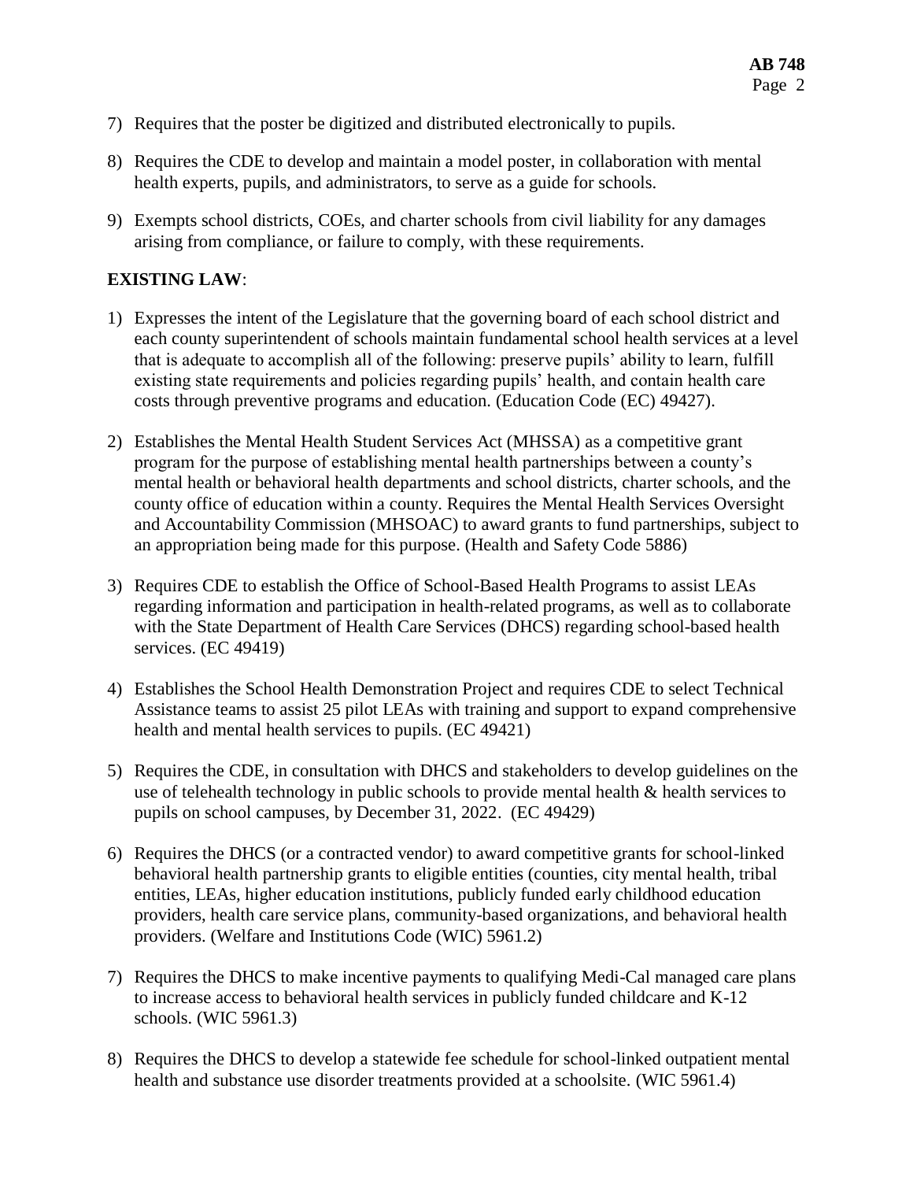7) Requires that the poster be digitized and distributed electronically to pupils.

8) Requires the CDE to develop and maintain a model poster, in collaboration with mental health experts, pupils, and administrators, to serve as a guide for schools.

9) Exempts school districts, COEs, and charter schools from civil liability for any damages arising from compliance, or failure to comply, with these requirements.

**EXISTING LAW**:

1) Expresses the intent of the Legislature that the governing board of each school district and each county superintendent of schools maintain fundamental school health services at a level that is adequate to accomplish all of the following: preserve pupils' ability to learn, fulfill existing state requirements and policies regarding pupils' health, and contain health care costs through preventive programs and education. (Education Code (EC) 49427).

2) Establishes the Mental Health Student Services Act (MHSSA) as a competitive grant program for the purpose of establishing mental health partnerships between a county's mental health or behavioral health departments and school districts, charter schools, and the county office of education within a county. Requires the Mental Health Services Oversight and Accountability Commission (MHSOAC) to award grants to fund partnerships, subject to an appropriation being made for this purpose. (Health and Safety Code 5886)

3) Requires CDE to establish the Office of School-Based Health Programs to assist LEAs regarding information and participation in health-related programs, as well as to collaborate with the State Department of Health Care Services (DHCS) regarding school-based health services. (EC 49419)

4) Establishes the School Health Demonstration Project and requires CDE to select Technical Assistance teams to assist 25 pilot LEAs with training and support to expand comprehensive health and mental health services to pupils. (EC 49421)

5) Requires the CDE, in consultation with DHCS and stakeholders to develop guidelines on the use of telehealth technology in public schools to provide mental health & health services to pupils on school campuses, by December 31, 2022. (EC 49429)

6) Requires the DHCS (or a contracted vendor) to award competitive grants for school-linked behavioral health partnership grants to eligible entities (counties, city mental health, tribal entities, LEAs, higher education institutions, publicly funded early childhood education providers, health care service plans, community-based organizations, and behavioral health providers. (Welfare and Institutions Code (WIC) 5961.2)

7) Requires the DHCS to make incentive payments to qualifying Medi-Cal managed care plans to increase access to behavioral health services in publicly funded childcare and K-12 schools. (WIC 5961.3)

8) Requires the DHCS to develop a statewide fee schedule for school-linked outpatient mental health and substance use disorder treatments provided at a schoolsite. (WIC 5961.4)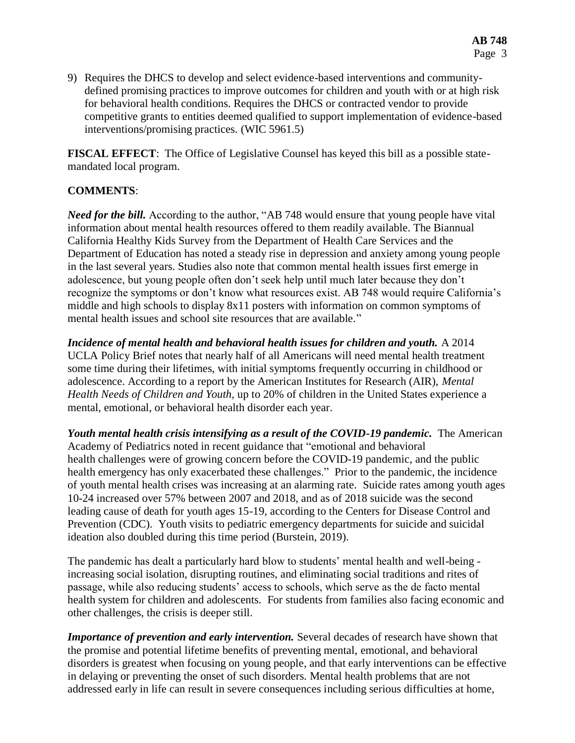9) Requires the DHCS to develop and select evidence-based interventions and community-defined promising practices to improve outcomes for children and youth with or at high risk for behavioral health conditions. Requires the DHCS or contracted vendor to provide competitive grants to entities deemed qualified to support implementation of evidence-based interventions/promising practices. (WIC 5961.5)

**FISCAL EFFECT**: The Office of Legislative Counsel has keyed this bill as a possible state-mandated local program.

**COMMENTS**:

***Need for the bill.*** According to the author, "AB 748 would ensure that young people have vital information about mental health resources offered to them readily available. The Biannual California Healthy Kids Survey from the Department of Health Care Services and the Department of Education has noted a steady rise in depression and anxiety among young people in the last several years. Studies also note that common mental health issues first emerge in adolescence, but young people often don't seek help until much later because they don't recognize the symptoms or don't know what resources exist. AB 748 would require California's middle and high schools to display 8x11 posters with information on common symptoms of mental health issues and school site resources that are available."

***Incidence of mental health and behavioral health issues for children and youth.*** A 2014 UCLA Policy Brief notes that nearly half of all Americans will need mental health treatment some time during their lifetimes, with initial symptoms frequently occurring in childhood or adolescence. According to a report by the American Institutes for Research (AIR), *Mental Health Needs of Children and Youth,* up to 20% of children in the United States experience a mental, emotional, or behavioral health disorder each year.

***Youth mental health crisis intensifying as a result of the COVID-19 pandemic.*** The American Academy of Pediatrics noted in recent guidance that "emotional and behavioral health challenges were of growing concern before the COVID-19 pandemic, and the public health emergency has only exacerbated these challenges." Prior to the pandemic, the incidence of youth mental health crises was increasing at an alarming rate. Suicide rates among youth ages 10-24 increased over 57% between 2007 and 2018, and as of 2018 suicide was the second leading cause of death for youth ages 15-19, according to the Centers for Disease Control and Prevention (CDC). Youth visits to pediatric emergency departments for suicide and suicidal ideation also doubled during this time period (Burstein, 2019).

The pandemic has dealt a particularly hard blow to students' mental health and well-being - increasing social isolation, disrupting routines, and eliminating social traditions and rites of passage, while also reducing students' access to schools, which serve as the de facto mental health system for children and adolescents. For students from families also facing economic and other challenges, the crisis is deeper still.

***Importance of prevention and early intervention.*** Several decades of research have shown that the promise and potential lifetime benefits of preventing mental, emotional, and behavioral disorders is greatest when focusing on young people, and that early interventions can be effective in delaying or preventing the onset of such disorders. Mental health problems that are not addressed early in life can result in severe consequences including serious difficulties at home,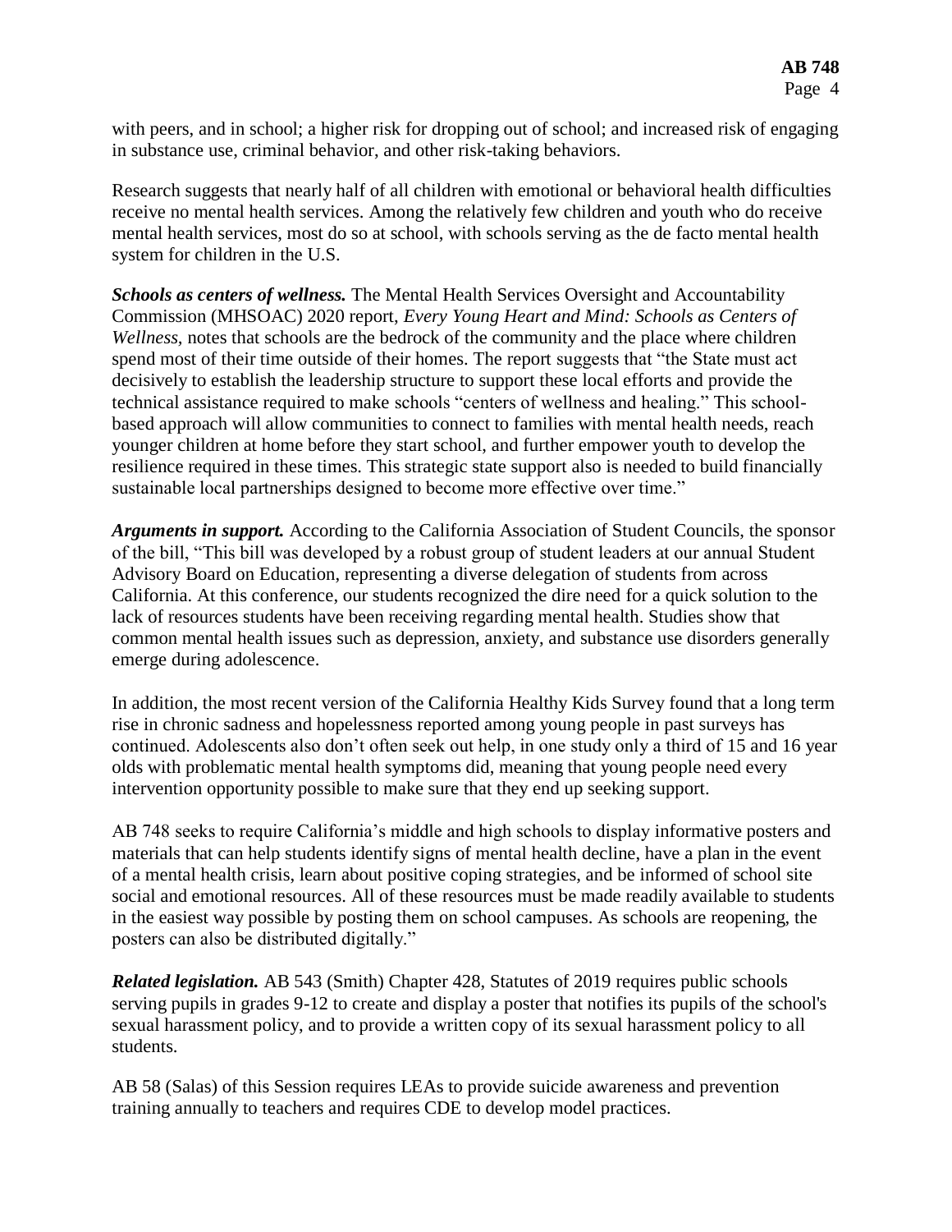with peers, and in school; a higher risk for dropping out of school; and increased risk of engaging in substance use, criminal behavior, and other risk-taking behaviors.

Research suggests that nearly half of all children with emotional or behavioral health difficulties receive no mental health services. Among the relatively few children and youth who do receive mental health services, most do so at school, with schools serving as the de facto mental health system for children in the U.S.

***Schools as centers of wellness.*** The Mental Health Services Oversight and Accountability Commission (MHSOAC) 2020 report, *Every Young Heart and Mind: Schools as Centers of Wellness*, notes that schools are the bedrock of the community and the place where children spend most of their time outside of their homes. The report suggests that "the State must act decisively to establish the leadership structure to support these local efforts and provide the technical assistance required to make schools "centers of wellness and healing." This school-based approach will allow communities to connect to families with mental health needs, reach younger children at home before they start school, and further empower youth to develop the resilience required in these times. This strategic state support also is needed to build financially sustainable local partnerships designed to become more effective over time."

***Arguments in support.*** According to the California Association of Student Councils, the sponsor of the bill, "This bill was developed by a robust group of student leaders at our annual Student Advisory Board on Education, representing a diverse delegation of students from across California. At this conference, our students recognized the dire need for a quick solution to the lack of resources students have been receiving regarding mental health. Studies show that common mental health issues such as depression, anxiety, and substance use disorders generally emerge during adolescence.

In addition, the most recent version of the California Healthy Kids Survey found that a long term rise in chronic sadness and hopelessness reported among young people in past surveys has continued. Adolescents also don't often seek out help, in one study only a third of 15 and 16 year olds with problematic mental health symptoms did, meaning that young people need every intervention opportunity possible to make sure that they end up seeking support.

AB 748 seeks to require California's middle and high schools to display informative posters and materials that can help students identify signs of mental health decline, have a plan in the event of a mental health crisis, learn about positive coping strategies, and be informed of school site social and emotional resources. All of these resources must be made readily available to students in the easiest way possible by posting them on school campuses. As schools are reopening, the posters can also be distributed digitally."

***Related legislation.*** AB 543 (Smith) Chapter 428, Statutes of 2019 requires public schools serving pupils in grades 9-12 to create and display a poster that notifies its pupils of the school's sexual harassment policy, and to provide a written copy of its sexual harassment policy to all students.

AB 58 (Salas) of this Session requires LEAs to provide suicide awareness and prevention training annually to teachers and requires CDE to develop model practices.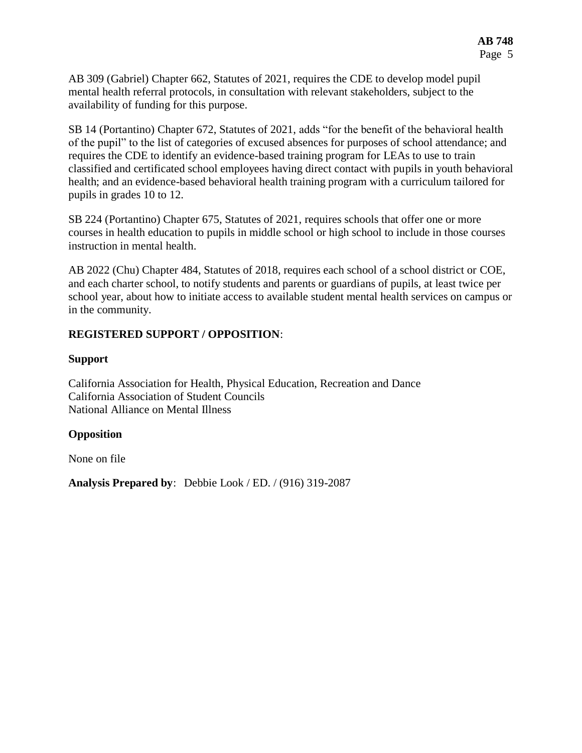AB 309 (Gabriel) Chapter 662, Statutes of 2021, requires the CDE to develop model pupil mental health referral protocols, in consultation with relevant stakeholders, subject to the availability of funding for this purpose.

SB 14 (Portantino) Chapter 672, Statutes of 2021, adds "for the benefit of the behavioral health of the pupil" to the list of categories of excused absences for purposes of school attendance; and requires the CDE to identify an evidence-based training program for LEAs to use to train classified and certificated school employees having direct contact with pupils in youth behavioral health; and an evidence-based behavioral health training program with a curriculum tailored for pupils in grades 10 to 12.

SB 224 (Portantino) Chapter 675, Statutes of 2021, requires schools that offer one or more courses in health education to pupils in middle school or high school to include in those courses instruction in mental health.

AB 2022 (Chu) Chapter 484, Statutes of 2018, requires each school of a school district or COE, and each charter school, to notify students and parents or guardians of pupils, at least twice per school year, about how to initiate access to available student mental health services on campus or in the community.

**REGISTERED SUPPORT / OPPOSITION**:

**Support**

California Association for Health, Physical Education, Recreation and Dance
California Association of Student Councils
National Alliance on Mental Illness

**Opposition**

None on file

**Analysis Prepared by**: Debbie Look / ED. / (916) 319-2087